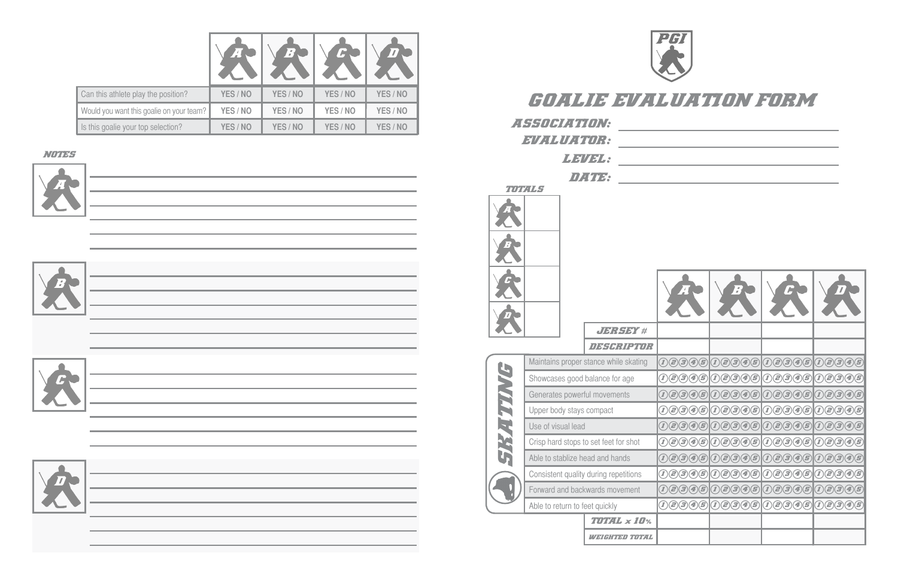| | A | B | C | D |
|---|---|---|---|---|
| Can this athlete play the position? | YES / NO | YES / NO | YES / NO | YES / NO |
| Would you want this goalie on your team? | YES / NO | YES / NO | YES / NO | YES / NO |
| Is this goalie your top selection? | YES / NO | YES / NO | YES / NO | YES / NO |

### NOTES

**A**

**B**

**C**

**D**

# GOALIE EVALUATION FORM

**ASSOCIATION:** ____________________

**EVALUATOR:** ____________________

**LEVEL:** ____________________

**DATE:** ____________________

### TOTALS

| | |
|---|---|
| A | |
| B | |
| C | |
| D | |

| SKATING | A | B | C | D |
|---|---|---|---|---|
| JERSEY # | | | | |
| DESCRIPTOR | | | | |
| Maintains proper stance while skating | 1 2 3 4 5 | 1 2 3 4 5 | 1 2 3 4 5 | 1 2 3 4 5 |
| Showcases good balance for age | 1 2 3 4 5 | 1 2 3 4 5 | 1 2 3 4 5 | 1 2 3 4 5 |
| Generates powerful movements | 1 2 3 4 5 | 1 2 3 4 5 | 1 2 3 4 5 | 1 2 3 4 5 |
| Upper body stays compact | 1 2 3 4 5 | 1 2 3 4 5 | 1 2 3 4 5 | 1 2 3 4 5 |
| Use of visual lead | 1 2 3 4 5 | 1 2 3 4 5 | 1 2 3 4 5 | 1 2 3 4 5 |
| Crisp hard stops to set feet for shot | 1 2 3 4 5 | 1 2 3 4 5 | 1 2 3 4 5 | 1 2 3 4 5 |
| Able to stablize head and hands | 1 2 3 4 5 | 1 2 3 4 5 | 1 2 3 4 5 | 1 2 3 4 5 |
| Consistent quality during repetitions | 1 2 3 4 5 | 1 2 3 4 5 | 1 2 3 4 5 | 1 2 3 4 5 |
| Forward and backwards movement | 1 2 3 4 5 | 1 2 3 4 5 | 1 2 3 4 5 | 1 2 3 4 5 |
| Able to return to feet quickly | 1 2 3 4 5 | 1 2 3 4 5 | 1 2 3 4 5 | 1 2 3 4 5 |
| TOTAL x 10% | | | | |
| WEIGHTED TOTAL | | | | |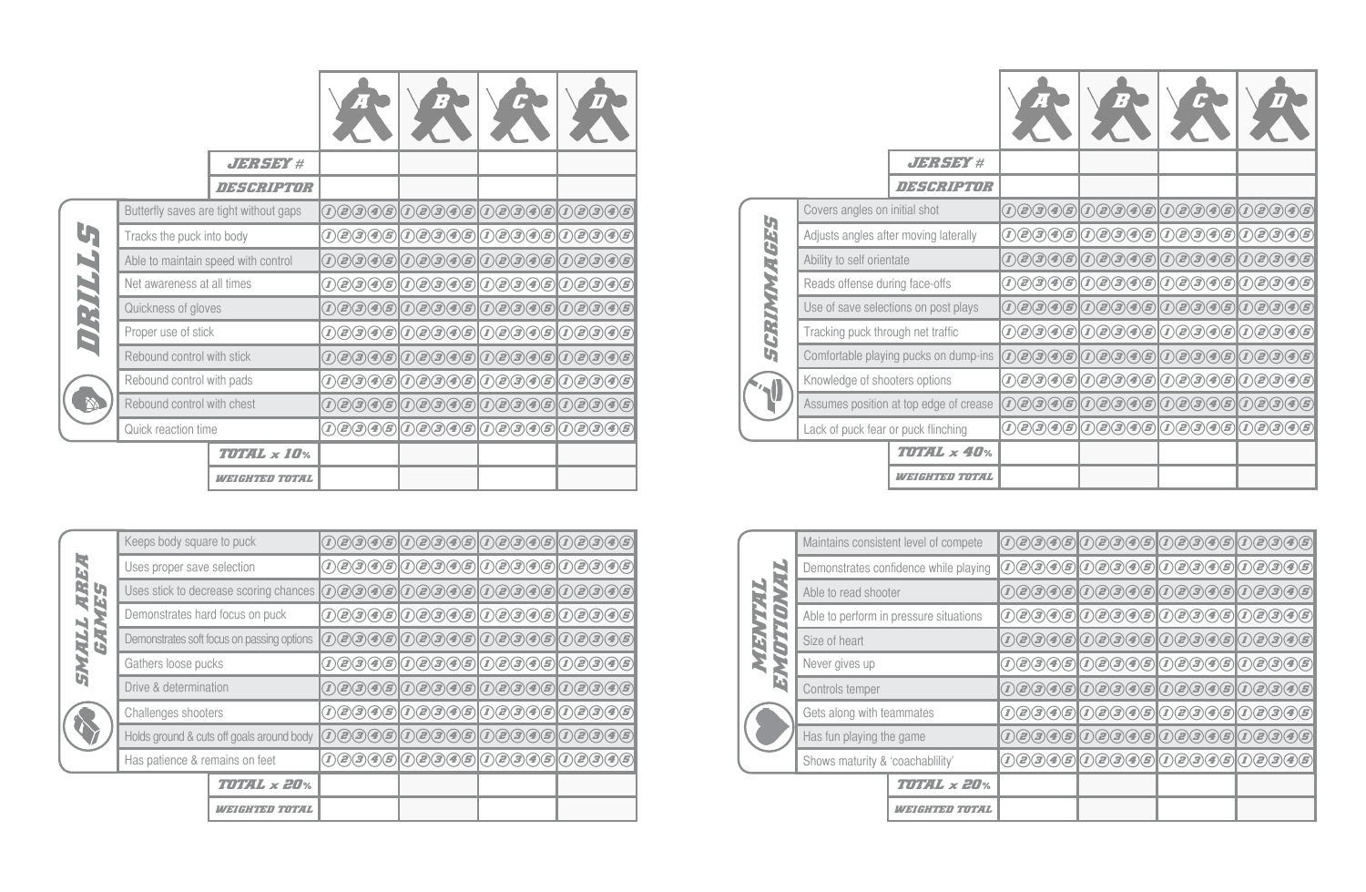## DRILLS

| | A | B | C | D |
|---|---|---|---|---|
| **JERSEY #** | | | | |
| **DESCRIPTOR** | | | | |
| Butterfly saves are tight without gaps | ①②③④⑤ | ①②③④⑤ | ①②③④⑤ | ①②③④⑤ |
| Tracks the puck into body | ①②③④⑤ | ①②③④⑤ | ①②③④⑤ | ①②③④⑤ |
| Able to maintain speed with control | ①②③④⑤ | ①②③④⑤ | ①②③④⑤ | ①②③④⑤ |
| Net awareness at all times | ①②③④⑤ | ①②③④⑤ | ①②③④⑤ | ①②③④⑤ |
| Quickness of gloves | ①②③④⑤ | ①②③④⑤ | ①②③④⑤ | ①②③④⑤ |
| Proper use of stick | ①②③④⑤ | ①②③④⑤ | ①②③④⑤ | ①②③④⑤ |
| Rebound control with stick | ①②③④⑤ | ①②③④⑤ | ①②③④⑤ | ①②③④⑤ |
| Rebound control with pads | ①②③④⑤ | ①②③④⑤ | ①②③④⑤ | ①②③④⑤ |
| Rebound control with chest | ①②③④⑤ | ①②③④⑤ | ①②③④⑤ | ①②③④⑤ |
| Quick reaction time | ①②③④⑤ | ①②③④⑤ | ①②③④⑤ | ①②③④⑤ |
| **TOTAL x 10%** | | | | |
| **WEIGHTED TOTAL** | | | | |

## SCRIMMAGES

| | A | B | C | D |
|---|---|---|---|---|
| **JERSEY #** | | | | |
| **DESCRIPTOR** | | | | |
| Covers angles on initial shot | ①②③④⑤ | ①②③④⑤ | ①②③④⑤ | ①②③④⑤ |
| Adjusts angles after moving laterally | ①②③④⑤ | ①②③④⑤ | ①②③④⑤ | ①②③④⑤ |
| Ability to self orientate | ①②③④⑤ | ①②③④⑤ | ①②③④⑤ | ①②③④⑤ |
| Reads offense during face-offs | ①②③④⑤ | ①②③④⑤ | ①②③④⑤ | ①②③④⑤ |
| Use of save selections on post plays | ①②③④⑤ | ①②③④⑤ | ①②③④⑤ | ①②③④⑤ |
| Tracking puck through net traffic | ①②③④⑤ | ①②③④⑤ | ①②③④⑤ | ①②③④⑤ |
| Comfortable playing pucks on dump-ins | ①②③④⑤ | ①②③④⑤ | ①②③④⑤ | ①②③④⑤ |
| Knowledge of shooters options | ①②③④⑤ | ①②③④⑤ | ①②③④⑤ | ①②③④⑤ |
| Assumes position at top edge of crease | ①②③④⑤ | ①②③④⑤ | ①②③④⑤ | ①②③④⑤ |
| Lack of puck fear or puck flinching | ①②③④⑤ | ①②③④⑤ | ①②③④⑤ | ①②③④⑤ |
| **TOTAL x 40%** | | | | |
| **WEIGHTED TOTAL** | | | | |

## SMALL AREA GAMES

| | A | B | C | D |
|---|---|---|---|---|
| Keeps body square to puck | ①②③④⑤ | ①②③④⑤ | ①②③④⑤ | ①②③④⑤ |
| Uses proper save selection | ①②③④⑤ | ①②③④⑤ | ①②③④⑤ | ①②③④⑤ |
| Uses stick to decrease scoring chances | ①②③④⑤ | ①②③④⑤ | ①②③④⑤ | ①②③④⑤ |
| Demonstrates hard focus on puck | ①②③④⑤ | ①②③④⑤ | ①②③④⑤ | ①②③④⑤ |
| Demonstrates soft focus on passing options | ①②③④⑤ | ①②③④⑤ | ①②③④⑤ | ①②③④⑤ |
| Gathers loose pucks | ①②③④⑤ | ①②③④⑤ | ①②③④⑤ | ①②③④⑤ |
| Drive & determination | ①②③④⑤ | ①②③④⑤ | ①②③④⑤ | ①②③④⑤ |
| Challenges shooters | ①②③④⑤ | ①②③④⑤ | ①②③④⑤ | ①②③④⑤ |
| Holds ground & cuts off goals around body | ①②③④⑤ | ①②③④⑤ | ①②③④⑤ | ①②③④⑤ |
| Has patience & remains on feet | ①②③④⑤ | ①②③④⑤ | ①②③④⑤ | ①②③④⑤ |
| **TOTAL x 20%** | | | | |
| **WEIGHTED TOTAL** | | | | |

## MENTAL EMOTIONAL

| | A | B | C | D |
|---|---|---|---|---|
| Maintains consistent level of compete | ①②③④⑤ | ①②③④⑤ | ①②③④⑤ | ①②③④⑤ |
| Demonstrates confidence while playing | ①②③④⑤ | ①②③④⑤ | ①②③④⑤ | ①②③④⑤ |
| Able to read shooter | ①②③④⑤ | ①②③④⑤ | ①②③④⑤ | ①②③④⑤ |
| Able to perform in pressure situations | ①②③④⑤ | ①②③④⑤ | ①②③④⑤ | ①②③④⑤ |
| Size of heart | ①②③④⑤ | ①②③④⑤ | ①②③④⑤ | ①②③④⑤ |
| Never gives up | ①②③④⑤ | ①②③④⑤ | ①②③④⑤ | ①②③④⑤ |
| Controls temper | ①②③④⑤ | ①②③④⑤ | ①②③④⑤ | ①②③④⑤ |
| Gets along with teammates | ①②③④⑤ | ①②③④⑤ | ①②③④⑤ | ①②③④⑤ |
| Has fun playing the game | ①②③④⑤ | ①②③④⑤ | ①②③④⑤ | ①②③④⑤ |
| Shows maturity & 'coachablility' | ①②③④⑤ | ①②③④⑤ | ①②③④⑤ | ①②③④⑤ |
| **TOTAL x 20%** | | | | |
| **WEIGHTED TOTAL** | | | | |